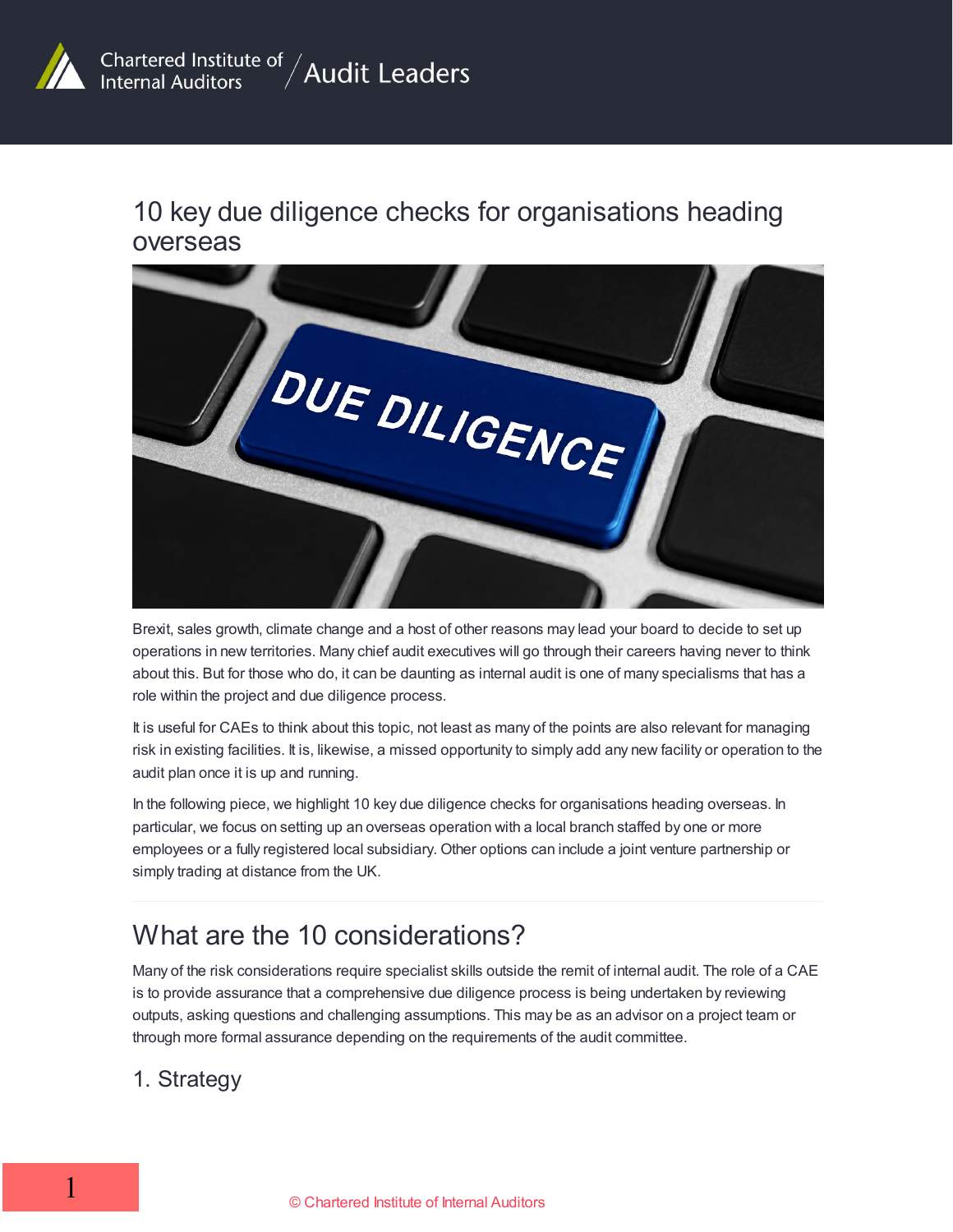# 10 key due diligence checks for organisations heading overseas

Brexit, sales growth, climate change and a host of other reasons may lead your board to decide to set up operations in new territories. Many chief audit executives will go through their careers having never to think about this. But for those who do, it can be daunting as internal audit is one of many specialisms that has a role within the project and due diligence process.

It is useful for CAEs to think about this topic, not least as many of the points are also relevant for managing risk in existing facilities. It is, likewise, a missed opportunity to simply add any new facility or operation to the audit plan once it is up and running.

In the following piece, we highlight 10 key due diligence checks for organisations heading overseas. In particular, we focus on setting up an overseas operation with a local branch staffed by one or more employees or a fully registered local subsidiary. Other options can include a joint venture partnership or simply trading at distance from the UK.

## What are the 10 considerations?

Many of the risk considerations require specialist skills outside the remit of internal audit. The role of a CAE is to provide assurance that a comprehensive due diligence process is being undertaken by reviewing outputs, asking questions and challenging assumptions. This may be as an advisor on a project team or through more formal assurance depending on the requirements of the audit committee.

### 1. Strategy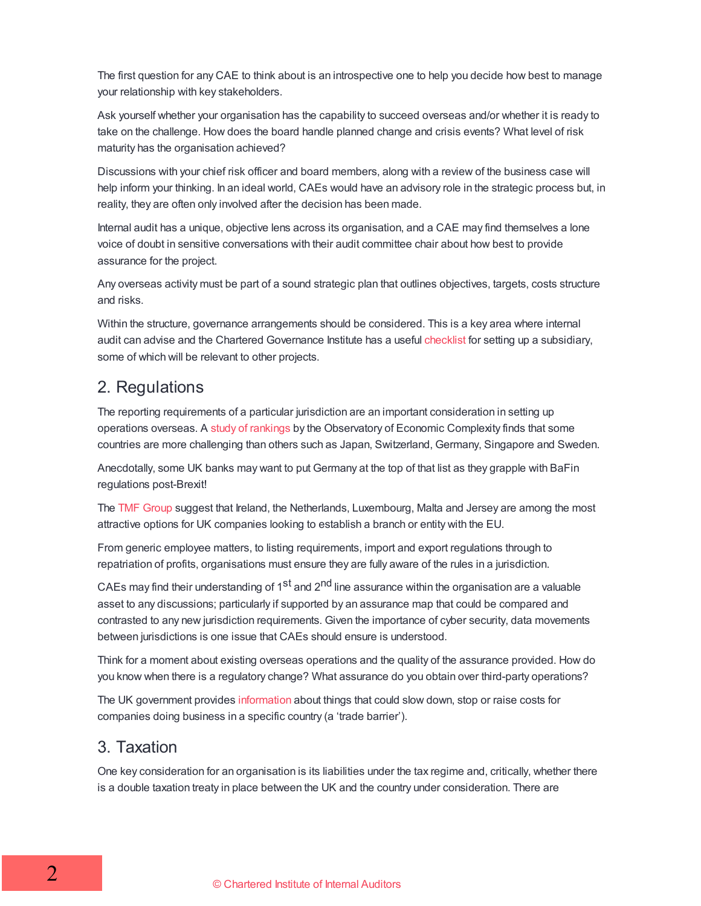The first question for any CAE to think about is an introspective one to help you decide how best to manage your relationship with key stakeholders.

Ask yourself whether your organisation has the capability to succeed overseas and/or whether it is ready to take on the challenge. How does the board handle planned change and crisis events? What level of risk maturity has the organisation achieved?

Discussions with your chief risk officer and board members, along with a review of the business case will help inform your thinking. In an ideal world, CAEs would have an advisory role in the strategic process but, in reality, they are often only involved after the decision has been made.

Internal audit has a unique, objective lens across its organisation, and a CAE may find themselves a lone voice of doubt in sensitive conversations with their audit committee chair about how best to provide assurance for the project.

Any overseas activity must be part of a sound strategic plan that outlines objectives, targets, costs structure and risks.

Within the structure, governance arrangements should be considered. This is a key area where internal audit can advise and the Chartered Governance Institute has a useful checklist for setting up a subsidiary, some of which will be relevant to other projects.

## 2. Regulations

The reporting requirements of a particular jurisdiction are an important consideration in setting up operations overseas. A study of rankings by the Observatory of Economic Complexity finds that some countries are more challenging than others such as Japan, Switzerland, Germany, Singapore and Sweden.

Anecdotally, some UK banks may want to put Germany at the top of that list as they grapple with BaFin regulations post-Brexit!

The TMF Group suggest that Ireland, the Netherlands, Luxembourg, Malta and Jersey are among the most attractive options for UK companies looking to establish a branch or entity with the EU.

From generic employee matters, to listing requirements, import and export regulations through to repatriation of profits, organisations must ensure they are fully aware of the rules in a jurisdiction.

CAEs may find their understanding of 1st and 2nd line assurance within the organisation are a valuable asset to any discussions; particularly if supported by an assurance map that could be compared and contrasted to any new jurisdiction requirements. Given the importance of cyber security, data movements between jurisdictions is one issue that CAEs should ensure is understood.

Think for a moment about existing overseas operations and the quality of the assurance provided. How do you know when there is a regulatory change? What assurance do you obtain over third-party operations?

The UK government provides information about things that could slow down, stop or raise costs for companies doing business in a specific country (a 'trade barrier').

## 3. Taxation

One key consideration for an organisation is its liabilities under the tax regime and, critically, whether there is a double taxation treaty in place between the UK and the country under consideration. There are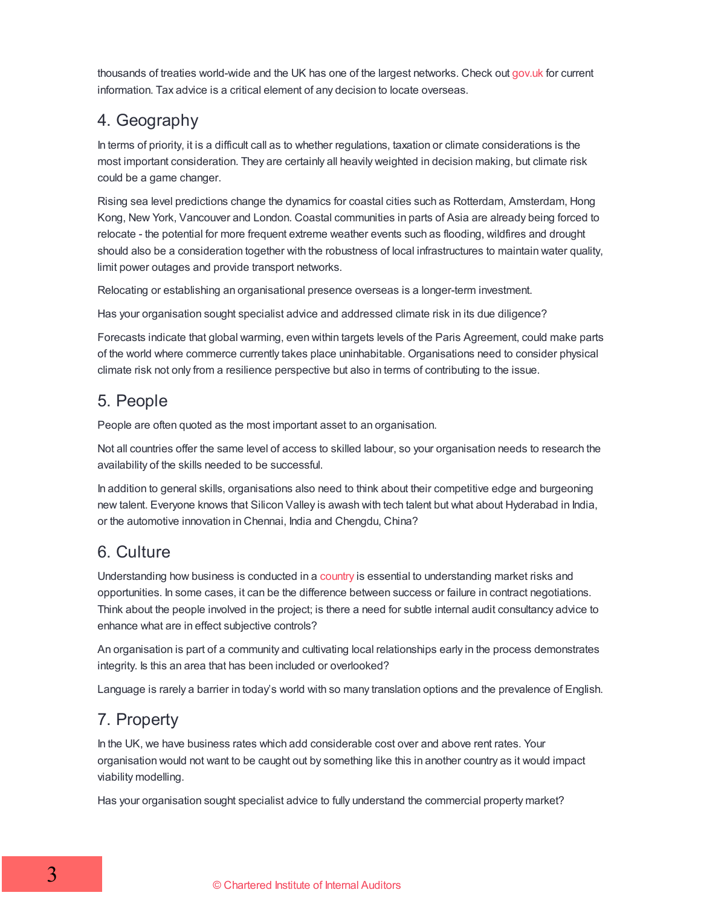thousands of treaties world-wide and the UK has one of the largest networks. Check out gov.uk for current information. Tax advice is a critical element of any decision to locate overseas.

## 4. Geography

In terms of priority, it is a difficult call as to whether regulations, taxation or climate considerations is the most important consideration. They are certainly all heavily weighted in decision making, but climate risk could be a game changer.

Rising sea level predictions change the dynamics for coastal cities such as Rotterdam, Amsterdam, Hong Kong, New York, Vancouver and London. Coastal communities in parts of Asia are already being forced to relocate - the potential for more frequent extreme weather events such as flooding, wildfires and drought should also be a consideration together with the robustness of local infrastructures to maintain water quality, limit power outages and provide transport networks.

Relocating or establishing an organisational presence overseas is a longer-term investment.

Has your organisation sought specialist advice and addressed climate risk in its due diligence?

Forecasts indicate that global warming, even within targets levels of the Paris Agreement, could make parts of the world where commerce currently takes place uninhabitable. Organisations need to consider physical climate risk not only from a resilience perspective but also in terms of contributing to the issue.

## 5. People

People are often quoted as the most important asset to an organisation.

Not all countries offer the same level of access to skilled labour, so your organisation needs to research the availability of the skills needed to be successful.

In addition to general skills, organisations also need to think about their competitive edge and burgeoning new talent. Everyone knows that Silicon Valley is awash with tech talent but what about Hyderabad in India, or the automotive innovation in Chennai, India and Chengdu, China?

## 6. Culture

Understanding how business is conducted in a country is essential to understanding market risks and opportunities. In some cases, it can be the difference between success or failure in contract negotiations. Think about the people involved in the project; is there a need for subtle internal audit consultancy advice to enhance what are in effect subjective controls?

An organisation is part of a community and cultivating local relationships early in the process demonstrates integrity. Is this an area that has been included or overlooked?

Language is rarely a barrier in today's world with so many translation options and the prevalence of English.

## 7. Property

In the UK, we have business rates which add considerable cost over and above rent rates. Your organisation would not want to be caught out by something like this in another country as it would impact viability modelling.

Has your organisation sought specialist advice to fully understand the commercial property market?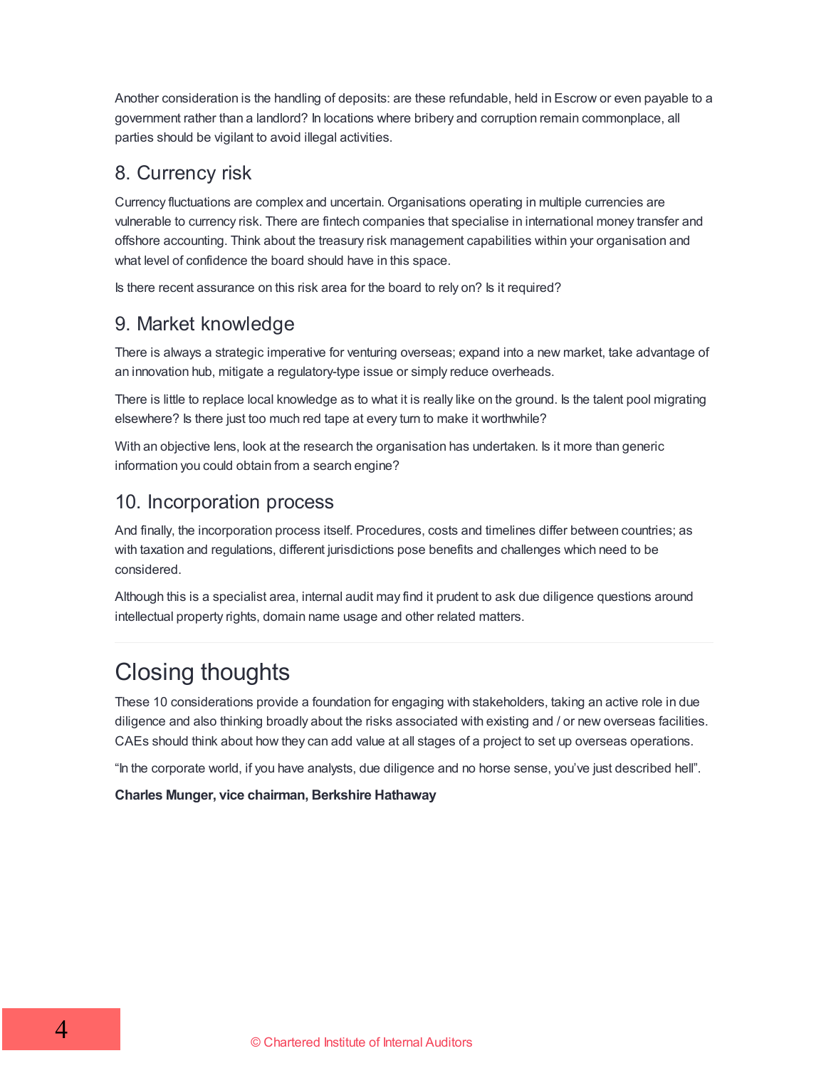Another consideration is the handling of deposits: are these refundable, held in Escrow or even payable to a government rather than a landlord? In locations where bribery and corruption remain commonplace, all parties should be vigilant to avoid illegal activities.

## 8. Currency risk

Currency fluctuations are complex and uncertain. Organisations operating in multiple currencies are vulnerable to currency risk. There are fintech companies that specialise in international money transfer and offshore accounting. Think about the treasury risk management capabilities within your organisation and what level of confidence the board should have in this space.

Is there recent assurance on this risk area for the board to rely on? Is it required?

## 9. Market knowledge

There is always a strategic imperative for venturing overseas; expand into a new market, take advantage of an innovation hub, mitigate a regulatory-type issue or simply reduce overheads.

There is little to replace local knowledge as to what it is really like on the ground. Is the talent pool migrating elsewhere? Is there just too much red tape at every turn to make it worthwhile?

With an objective lens, look at the research the organisation has undertaken. Is it more than generic information you could obtain from a search engine?

## 10. Incorporation process

And finally, the incorporation process itself. Procedures, costs and timelines differ between countries; as with taxation and regulations, different jurisdictions pose benefits and challenges which need to be considered.

Although this is a specialist area, internal audit may find it prudent to ask due diligence questions around intellectual property rights, domain name usage and other related matters.

---

# Closing thoughts

These 10 considerations provide a foundation for engaging with stakeholders, taking an active role in due diligence and also thinking broadly about the risks associated with existing and / or new overseas facilities. CAEs should think about how they can add value at all stages of a project to set up overseas operations.

“In the corporate world, if you have analysts, due diligence and no horse sense, you’ve just described hell”.

**Charles Munger, vice chairman, Berkshire Hathaway**